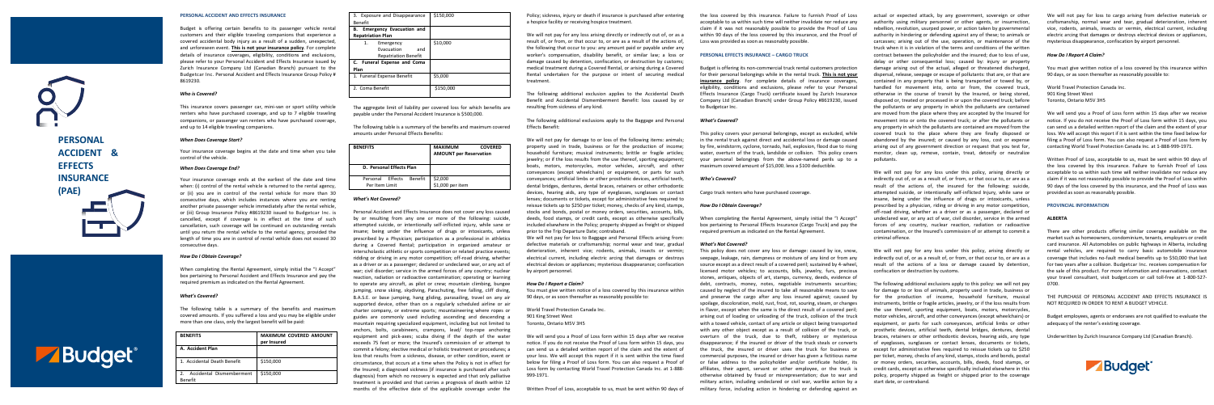# PERSONAL ACCIDENT & EFFECTS INSURANCE (PAE)

## PERSONAL ACCIDENT AND EFFECTS INSURANCE

Budget is offering certain benefits to its passenger vehicle rental customers and their eligible travelling companions that experience a covered accidental body injury as a result of a sudden, unexpected, and unforeseen event. **This is not your insurance policy**. For complete details of insurance coverages, eligibility, conditions and exclusions, please refer to your Personal Accident and Effects Insurance issued by Zurich Insurance Company Ltd (Canadian Branch) pursuant to the Budgetcar Inc. Personal Accident and Effects Insurance Group Policy # 8619230.

### *Who is Covered?*

This insurance covers passenger car, mini-van or sport utility vehicle renters who have purchased coverage, and up to 7 eligible traveling companions, or passenger van renters who have purchased coverage, and up to 14 eligible traveling companions.

### *When Does Coverage Start?*

Your insurance coverage begins at the date and time when you take control of the vehicle.

### *When Does Coverage End?*

Your insurance coverage ends at the earliest of the date and time when: (i) control of the rental vehicle is returned to the rental agency, or (ii) you are in control of the rental vehicle for more than 30 consecutive days, which includes instances where you are renting another private passenger vehicle immediately after the rental vehicle, or (iii) Group Insurance Policy #8619230 issued to Budgetcar Inc. is cancelled, except if coverage is in effect at the time of such cancellation; such coverage will be continued on outstanding rentals until you return the rental vehicle to the rental agency, provided the length of time you are in control of rental vehicle does not exceed 30 consecutive days.

### *How Do I Obtain Coverage?*

When completing the Rental Agreement, simply initial the "I Accept" box pertaining to Personal Accident and Effects Insurance and pay the required premium as indicated on the Rental Agreement.

### *What's Covered?*

The following table is a summary of the benefits and maximum covered amounts. If you suffered a loss and you may be eligible under more than one class, only the largest benefit will be paid:

| BENEFITS | MAXIMUM COVERED AMOUNT per Insured |
|---|---|
| **A. Accident Plan** | |
| 1. Accidental Death Benefit | $150,000 |
| 2. Accidental Dismemberment Benefit | $150,000 |
| 3. Exposure and Disappearance Benefit | $150,000 |
| **B. Emergency Evacuation and Repatriation Plan** | |
| 1. Emergency Evacuation and Repatriation Benefit | $10,000 |
| **C. Funeral Expense and Coma Plan** | |
| 1. Funeral Expense Benefit | $5,000 |
| 2. Coma Benefit | $150,000 |

The aggregate limit of liability per covered loss for which benefits are payable under the Personal Accident Insurance is $500,000.

The following table is a summary of the benefits and maximum covered amounts under Personal Effects Benefit:

| BENEFITS | MAXIMUM COVERED AMOUNT per Reservation |
|---|---|
| **D. Personal Effects Plan** | |
| Personal Effects Benefit Per Item Limit | $2,000<br>$1,000 per item |

### *What's Not Covered?*

Personal Accident and Effects Insurance does not cover any loss caused by or resulting from any one or more of the following: suicide, attempted suicide, or intentionally self-inflicted injury, while sane or insane; being under the influence of drugs or intoxicants, unless prescribed by a Physician; participation as a professional in athletics during a Covered Rental; participation in organized amateur or interscholastic athletic or sports competition or related practice events; ridding or driving in any motor competition; off-road driving, whether as a driver or as a passenger; declared or undeclared war, or any act of war; civil disorder; service in the armed forces of any country; nuclear reaction, radiation or radioactive contamination; operating or learning to operate any aircraft, as pilot or crew; mountain climbing, bungee jumping, snow skiing, skydiving, Parachuting, free falling, cliff diving, B.A.S.E. or base jumping, hang gliding, parasailing, travel on any air supported device, other than on a regularly scheduled airline or air charter company, or extreme sports; mountaineering where ropes or guides are commonly used including ascending and descending a mountain requiring specialized equipment, including but not limited to anchors, bolts, carabineers, crampons, lead/ top-rope anchoring equipment and pick-axes; scuba diving if the depth of the water exceeds 75 feet or more; the Insured's commission of or attempt to commit a felony; elective medical or holistic treatment or procedures; a loss that results from a sickness, disease, or other condition, event or circumstance, that occurs at a time when the Policy is not in effect for the Insured; a diagnosed sickness (if insurance is purchased after such diagnosis) from which no recovery is expected and that only palliative treatment is provided and that carries a prognosis of death within 12 months of the effective date of the applicable coverage under the Policy; sickness, injury or death if insurance is purchased after entering a hospice facility or receiving hospice treatment.

We will not pay for any loss arising directly or indirectly out of, or as a result of, or from, or that occur to, or as a result of the actions of, the following that occur to you: any amount paid or payable under any worker's compensation, disability benefit, or similar law; a loss or damage caused by detention, confiscation, or destruction by customs; medical treatment during a Covered Rental, or arising during a Covered Rental undertaken for the purpose or intent of securing medical treatment.

The following additional exclusion applies to the Accidental Death Benefit and Accidental Dismemberment Benefit: loss caused by or resulting from sickness of any kind.

The following additional exclusions apply to the Baggage and Personal Effects Benefit:

We will not pay for damage to or loss of the following items: animals; property used in trade, business or for the production of income; household furniture; musical instruments; brittle or fragile articles; jewelry; or if the loss results from the use thereof, sporting equipment; boats, motors, motorcycles, motor vehicles, aircraft, and other conveyances (except wheelchairs) or equipment, or parts for such conveyances; artificial limbs or other prosthetic devices, artificial teeth, dental bridges, dentures, dental braces, retainers or other orthodontic devices, hearing aids, any type of eyeglasses, sunglasses or contact lenses; documents or tickets, except for administrative fees required to reissue tickets up to $250 per ticket; money, checks of any kind, stamps, stocks and bonds, postal or money orders, securities, accounts, bills, deeds, food stamps, or credit cards, except as otherwise specifically included elsewhere in the Policy; property shipped as freight or shipped prior to the Trip Departure Date; contraband.

We will not pay for loss to Baggage and Personal Effects arising from: defective materials or craftsmanship; normal wear and tear, gradual deterioration, inherent vice; rodents, animals, insects or vermin; electrical current, including electric arcing that damages or destroys electrical devices or appliances; mysterious disappearance; confiscation by airport personnel.

### *How Do I Report a Claim?*

You must give written notice of a loss covered by this insurance within 90 days, or as soon thereafter as reasonably possible to:

World Travel Protection Canada Inc.
901 King Street West
Toronto, Ontario M5V 3H5

We will send you a Proof of Loss form within 15 days after we receive notice. If you do not receive the Proof of Loss form within 15 days, you can send us a detailed written report of the claim and the extent of your loss. We will accept this report if it is sent within the time fixed below for filing a Proof of Loss form. You can also request a Proof of Loss form by contacting World Travel Protection Canada Inc. at 1-888-999-1971.

Written Proof of Loss, acceptable to us, must be sent within 90 days of the loss covered by this insurance. Failure to furnish Proof of Loss acceptable to us within such time will neither invalidate nor reduce any claim if it was not reasonably possible to provide the Proof of Loss within 90 days of the loss covered by this insurance, and the Proof of Loss was provided as soon as reasonably possible.

## PERSONAL EFFECTS INSURANCE – CARGO TRUCK

Budget is offering its non-commercial truck rental customers protection for their personal belongings while in the rental truck. **This is not your insurance policy**. For complete details of insurance coverages, eligibility, conditions and exclusions, please refer to your Personal Effects Insurance (Cargo Truck) certificate issued by Zurich Insurance Company Ltd (Canadian Branch) under Group Policy #8619230, issued to Budgetcar Inc.

### *What's Covered?*

This policy covers your personal belongings, except as excluded, while in the rental truck against direct and accidental loss or damage caused by fire, windstorm, cyclone, tornado, hail, explosion, flood due to rising water, overturn of the truck, landslide or collision. This policy covers your personal belongings from the above-named perils up to a maximum covered amount of $15,000, less a $100 deductible.

### *Who's Covered?*

Cargo truck renters who have purchased coverage.

### *How Do I Obtain Coverage?*

When completing the Rental Agreement, simply initial the "I Accept" box pertaining to Personal Effects Insurance (Cargo Truck) and pay the required premium as indicated on the Rental Agreement.

### *What's Not Covered?*

This policy does not cover any loss or damage: caused by ice, snow, seepage, leakage, rain, dampness or moisture of any kind or from any source except as a direct result of a covered peril; sustained by 4-wheel, licensed motor vehicles; to accounts, bills, jewelry, furs, precious stones, antiques, objects of art, stamps, currency, deeds, evidence of debt, contracts, money, notes, negotiable instruments securities; caused by neglect of the insured to take all reasonable means to save and preserve the cargo after any loss insured against; caused by spoilage, discoloration, mold, rust, frost, rot, souring, steam, or changes in flavor, except when the same is the direct result of a covered peril; arising out of loading or unloading of the truck, collision of the truck with a towed vehicle, contact of any article or object being transported with any other object except as a result of collision of the truck, or overturn of the truck, due to theft, robbery or mysterious disappearance; if the insured or driver of the truck steals or converts the truck; the insured or driver uses the truck for business or commercial purposes, the insured or driver has given a fictitious name or false address to the policyholder and/or certificate holder, its affiliates, their agent, servant or other employee, or the truck is otherwise obtained by fraud or misrepresentation; due to war and military action, including undeclared or civil war, warlike action by a military force, including action in hindering or defending against an actual or expected attack, by any government, sovereign or other authority using military personnel or other agents, or insurrection, rebellion, revolution, usurped power, or action taken by governmental authority in hindering or defending against any of these; to animals or carcasses; arising out of the use, operation, or maintenance of the truck when it is in violation of the terms and conditions of the written contract between the policyholder and the insured; due to loss of use, delay or other consequential loss; caused by: injury or property damage arising out of the actual, alleged or threatened discharged, dispersal, release, seepage or escape of pollutants: that are, or that are contained in any property that is being transported or towed by, or handled for movement into, onto or from, the covered truck, otherwise in the course of transit by the Insured, or being stored, disposed or, treated or processed in or upon the covered truck; before the pollutants or any property in which the pollutants are contained are moved from the place where they are accepted by the Insured for movement into or onto the covered truck; or after the pollutants or any property in which the pollutants are contained are moved from the covered truck to the place where they are finally disposed or abandoned by the insured; or caused by any loss, cost or expense arising out of any government direction or request that you test for, monitor, clean up, remove, contain, treat, detoxify or neutralize pollutants.

We will not pay for any loss under this policy, arising directly or indirectly out of, or as a result of, or from, or that occur to, or are as a result of the actions of, the insured for the following: suicide, attempted suicide, or intentionally self-inflicted injury, while sane or insane; being under the influence of drugs or intoxicants, unless prescribed by a physician; riding or driving in any motor competition, off-road driving, whether as a driver or as a passenger, declared or undeclared war, or any act of war, civil disorder, service in the armed forces of any country, nuclear reaction, radiation or radioactive contamination, or the Insured's commission of or attempt to commit a criminal offence.

We will not pay for any loss under this policy, arising directly or indirectly out of, or as a result of, or from, or that occur to, or are as a result of the actions of a loss or damage caused by detention, confiscation or destruction by customs.

The following additional exclusions apply to this policy: we will not pay for damage to or loss of animals, property used in trade, business or for the production of income, household furniture, musical instruments, brittle or fragile articles, jewelry, or if the loss results from the use thereof, sporting equipment, boats, motors, motorcycles, motor vehicles, aircraft, and other conveyances (except wheelchairs) or equipment, or parts for such conveyances, artificial limbs or other prosthetic devices, artificial teeth, dental bridges, dentures, dental braces, retainers or other orthodontic devices, hearing aids, any type of eyeglasses, sunglasses or contact lenses, documents or tickets, except for administrative fees required to reissue tickets up to $250 per ticket, money, checks of any kind, stamps, stocks and bonds, postal or money orders, securities, accounts, bills, deeds, food stamps, or credit cards, except as otherwise specifically included elsewhere in this policy, property shipped as freight or shipped prior to the coverage start date, or contraband.

We will not pay for loss to cargo arising from defective materials or craftsmanship, normal wear and tear, gradual deterioration, inherent vice, rodents, animals, insects or vermin, electrical current, including electric arcing that damages or destroys electrical devices or appliances, mysterious disappearance, confiscation by airport personnel.

### *How Do I Report A Claim?*

You must give written notice of a loss covered by this insurance within 90 days, or as soon thereafter as reasonably possible to:

World Travel Protection Canada Inc.
901 King Street West
Toronto, Ontario M5V 3H5

We will send you a Proof of Loss form within 15 days after we receive notice. If you do not receive the Proof of Loss form within 15 days, you can send us a detailed written report of the claim and the extent of your loss. We will accept this report if it is sent within the time fixed below for filing a Proof of Loss form. You can also request a Proof of Loss form by contacting World Travel Protection Canada Inc. at 1-888-999-1971.

Written Proof of Loss, acceptable to us, must be sent within 90 days of the loss covered by this insurance. Failure to furnish Proof of Loss acceptable to us within such time will neither invalidate nor reduce any claim if it was not reasonably possible to provide the Proof of Loss within 90 days of the loss covered by this insurance, and the Proof of Loss was provided as soon as reasonably possible.

## PROVINCIAL INFORMATION

### ALBERTA

There are other products offering similar coverage available on the market such as homeowners, condominium, tenants, employers or credit card insurance. All Automobiles on public highways in Alberta, including rental vehicles, are required to carry basic automobile insurance coverage that includes no-fault medical benefits up to $50,000 that last for two years after a collision. Budgetcar Inc. receives compensation for the sale of this product. For more information and reservations, contact your travel consultant, visit budget.com or call toll-free at 1-800-527-0700.

THE PURCHASE OF PERSONAL ACCIDENT AND EFFECTS INSURANCE IS NOT REQUIRED IN ORDER TO RENT A BUDGET VEHICLE.

Budget employees, agents or endorsees are not qualified to evaluate the adequacy of the renter's existing coverage.

Underwritten by Zurich Insurance Company Ltd (Canadian Branch).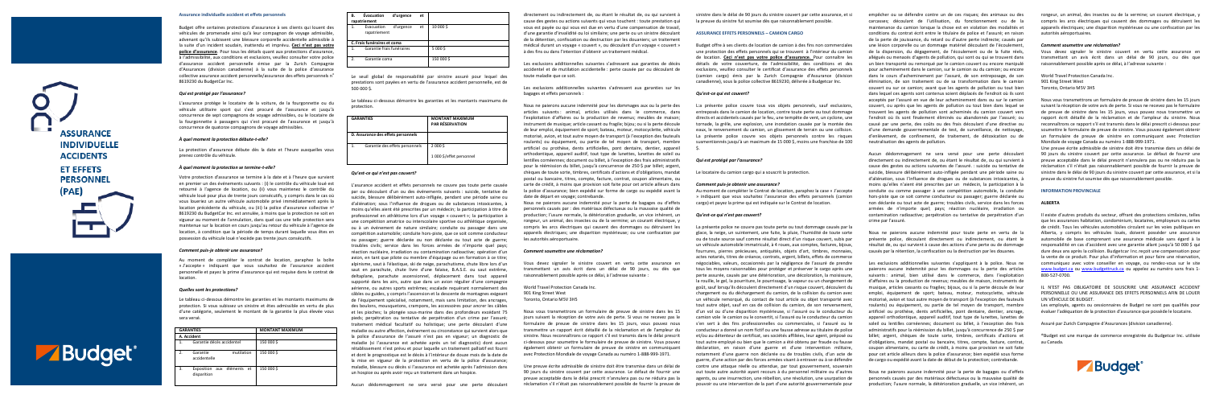# ASSURANCE INDIVIDUELLE ACCIDENTS

# ET EFFETS PERSONNEL (PAE)

Budget

## Assurance individuelle accident et effets personnels

Budget offre certaines protections d'assurance à ses clients qui louent des véhicules de promenade ainsi qu'à leur compagnon de voyage admissible, advenant qu'ils subissent une blessure corporelle accidentelle admissible à la suite d'un incident soudain, inattendu et imprévu. **Ceci n'est pas votre police d'assurance.** Pour tous les détails quant aux protections d'assurance, à l'admissibilité, aux conditions et exclusions, veuillez consulter votre police d'assurance accident personnelle émise par la Zurich Compagnie d'Assurances (division canadienne) à la suite de la police d'assurance collective assurance accident personnelle/assurance des effets personnels n° 8619230 du BudgetCar Inc.

### *Qui est protégé par l'assurance ?*

L'assurance protège le locataire de la voiture, de la fourgonnette ou du véhicule utilitaire sport qui s'est procuré de l'assurance et jusqu'à concurrence de sept compagnons de voyage admissibles, ou le locataire de la fourgonnette à passagers qui s'est procuré de l'assurance et jusqu'à concurrence de quatorze compagnons de voyage admissibles.

### *À quel moment la protection débute-t-elle?*

La protection d'assurance débute dès la date et l'heure auxquelles vous prenez contrôle du véhicule.

### *À quel moment la protection se termine-t-elle?*

Votre protection d'assurance se termine à la date et à l'heure que survient en premier un des évènements suivants : (i) le contrôle du véhicule loué est retourné à l'agence de location, ou (ii) vous maintenez le contrôle du véhicule loué pour plus de trente jours consécutifs, y compris dans le cas où vous loueriez un autre véhicule automobile privé immédiatement après la location précédente du véhicule, ou (iii) la police d'assurance collective n° 8619230 du BudgetCar Inc. est annulée, à moins que la protection ne soit en vigueur au moment de l'annulation, dans quel cas une telle protection sera maintenue sur la location en cours jusqu'au retour du véhicule à l'agence de location, à condition que la période de temps durant laquelle vous êtes en possession du véhicule loué n'excède pas trente jours consécutifs.

### *Comment puis-je obtenir une assurance ?*

Au moment de compléter le contrat de location, paraphez la boîte « J'accepte » indiquant que vous souhaitez de l'assurance accident personnelle et payez la prime d'assurance qui est requise dans le contrat de location.

### *Quelles sont les protections?*

Le tableau ci-dessous démontre les garanties et les montants maximums de protection. Si vous subissez un sinistre et êtes admissible en vertu de plus d'une catégorie, seulement le montant de la garantie la plus élevée vous sera versé.

| GARANTIES | | MONTANT MAXIMUM |
|---|---|---|
| **A. Accident** | | |
| 1. | Garantie décès accidentel | 150 000 $ |
| 2. | Garantie mutilation accidentelle | 150 000 $ |
| 3. | Exposition aux éléments et disparition | 150 000 $ |
| **B. Évacuation d'urgence et rapatriement** | | |
| 1. | Évacuation d'urgence et rapatriement | 10 000 $ |
| **C. Frais funéraires et coma** | | |
| 1. | Garantie frais funéraires | 5 000 $ |
| 2. | Garantie coma | 150 000 $ |

Le seul global de responsabilité par sinistre assuré pour lequel des prestations sont payées en vertu de l'assurance accident personnelle, est de 500 000 $.

Le tableau ci-dessous démontre les garanties et les montants maximums de protection.

| GARANTIES | | MONTANT MAXIMUM PAR RÉSERVATION |
|---|---|---|
| **D. Assurance des effets personnels** | | |
| 1. | Garantie des effets personnels | 2 000 $<br>1 000 $/effet personnel |

### *Qu'est-ce qui n'est pas couvert?*

L'assurance accident et effets personnels ne couvre pas toute perte causée par ou découlant d'un ou des évènements suivants : suicide, tentative de suicide, blessure délibérément auto-infligée, pendant une période saine ou d'aliénation; sous l'influence de drogues ou de substances intoxicantes, à moins qu'elles aient été prescrites par un médecin; la participation à titre de professionnel en athlétisme lors d'un voyage « couvert »; la participation à une compétition amateur ou interscolaire sportive ou athlétique organisée, ou à un évènement de nature similaire; conduite ou passager dans une compétition automobile; conduite hors-piste, que ce soit comme conducteur ou passager; guerre déclarée ou non déclarée ou tout acte de guerre; troubles civils; service dans les forces armées de n'importe quel pays; réaction nucléaire, irradiation ou contamination radioactive; opération d'un avion, en tant que pilote ou membre d'équipage ou en formation à ce titre; alpinisme, saut à l'élastique, ski de neige, parachutisme, chute libre lors d'un saut en parachute, chute livre d'une falaise, B.A.S.E. ou saut extrême, deltaplane, parachute ascensionnel, déplacement dans tout appareil supporté dans les airs, autre que dans un avion régulier d'une compagnie aérienne, ou autres sports extrêmes; escalade requérant normalement des câbles ou guides, y compris l'ascension et la descente de montagnes exigeant de l'équipement spécialisé, notamment, mais sans limitation, des mousquetons, des boulons, mousquetons, crampons, les accessoires pour ancrer les câbles et les poulies; la plongée sous-marine dans des profondeurs excédant 75 pieds; perpétration ou tentative de perpétration d'un crime par l'assuré; traitement médical localisé ou holistique; une perte découlant d'une maladie ou autre affection, évènement ou circonstance qui survient alors que la police d'assurance de l'assuré n'est pas en vigueur; un diagnostic de maladie (qui l'assurance est acheteé après un tel diagnostic) dont aucun rétablissement n'est prévu et pour laquelle un traitement palliatif est fourni et dont le prognostique est le décès à l'intérieur de douze mois de la date de la mise en vigueur de la protection en vertu de la police d'assurance; maladie, blessure ou décès si l'assurance est achetée après l'admission dans un hospice ou après avoir reçu un traitement dans un hospice.

Aucun dédommagement ne sera versé pour une perte découlant directement ou indirectement de, ou étant le résultat de, ou qui survient à cause des gestes ou actions suivants qui vous touchent : toute prestation qui vous est payée ou qui vous est due en vertu d'une compensation de travail, d'une garantie d'invalidité ou loi similaire; une perte ou un sinistre découlant de la détention, confiscation ou destruction par les douaniers; un traitement médical durant un voyage « couvert », ou découlant d'un voyage « couvert » à des fins ou dans l'intention d'obtenir un traitement médical.

Les exclusions additionnelles suivantes s'adressent aux garanties de décès accidentel et de mutilation accidentelle : perte causée par ou découlant de toute maladie que ce soit.

Les exclusions additionnelles suivantes s'adressent aux garanties sur les bagages et effets personnels :

Nous ne paierons aucune indemnité pour les dommages aux ou la perte des articles suivants : animal, articles utilisés dans le commerce, dans l'exploitation d'affaires ou la production de revenus; meubles de maison; instrument de musique; article causant ou fragile; bijou; ou si la perte découle de leur emploi, équipement de sport, bateau, moteur, motocyclette, véhicule motorisé, avion, et tout autre moyen de transport (à l'exception des fauteuils roulants) ou équipement, ou partie de tel moyen de transport; membre artificiel ou prothèse, dents artificielles, pont dentaire, dentier, appareil orthodontique, appareil auditif, tout type de lunettes, lunettes de soleil ou lentilles cornéennes; document ou billet, à l'exception des frais administratifs pour le réémission du billet, jusqu'à concurrence de 250 $ par billet; argent, chèques de toute sorte, timbres, certificats d'actions et d'obligations, mandat postal ou bancaire, titres, compte, facture, contrat, coupon alimentaire, ou carte de crédit, à moins que provision soit faite pour cet article ailleurs dans la police d'assurance; bien expédié ou bien forme de cargo ou expédié avant la date de départ en voyage; contrebande.

Nous ne paierons aucune indemnité pour la perte de bagages ou d'effets personnels causée par : des matériaux défectueux ou la mauvaise qualité de production; l'usure normale, la détérioration graduelle, un vice inhérent, un rongeur, un animal, des insectes ou de la vermine; un courant électrique, y compris les arcs électriques qui causent des dommages ou détruisent les appareils électriques; une disparition mystérieuse; ou une confiscation par les autorités aéroportuaires.

### *Comment soumettre une réclamation?*

Vous devez signaler le sinistre couvert en vertu cette assurance en transmettant un avis écrit dans un délai de 90 jours, ou aussi tôt que raisonnablement possible après ce délai, à l'adresse suivante :

World Travel Protection Canada Inc.
901 King Street West
Toronto, Ontario M5V 3H5

Nous vous transmettrons un formulaire de preuve de sinistre dans les 15 jours suivant la réception de votre avis de perte. Si vous ne recevez pas le formulaire de preuve de sinistre dans les 15 jours, vous pouvez nous transmettre un rapport écrit détaillé de la réclamation et de l'ampleur du sinistre. Nous reconnaîtrons ce rapport s'il est transmis dans le délai prescrit ci-dessous pour soumettre le formulaire de preuve de sinistre. Vous pouvez également obtenir un formulaire de preuve de sinistre en communiquant avec Protection Mondiale de voyage Canada au numéro 1-888-999-1971.

Une preuve écrite admissible de sinistre doit être transmise dans un délai de 90 jours du sinistre couvert par cette assurance. Le défaut de fournir une preuve acceptable dans le délai prescrit n'annulera pas ou ne réduira pas la réclamation s'il n'était pas raisonnablement possible de fournir la preuve de sinistre dans le délai de 90 jours du sinistre couvert par cette assurance, et si la preuve du sinistre fut soumise dès que raisonnablement possible.

## ASSURANCE EFFETS PERSONNELS – CAMION CARGO

Budget offre à ses clients de location de camion à des fins non commerciales une protection des effets personnels qui se trouvent à l'intérieur du camion de location. **Ceci n'est pas votre police d'assurance.** Pour connaître les détails de votre couverture, de l'admissibilité, des conditions et des exclusions, veuillez consulter le certificat d'assurance des effets personnels (camion cargo) émis par la Zurich Compagnie d'Assurances (division canadienne), sous la police collective 8619230, détenue à Budgetcar Inc.

### *Qu'est-ce qui est couvert?*

La présente police couvre tous vos objets personnels, sauf exclusions, entreposés dans le camion de location, contre toute perte ou tout dommage directs et accidentels causés par le feu, une tempête de vent, un cyclone, une tornade, la grêle, une explosion, une inondation causée par la montée des eaux, le renversement du camion, un glissement de terrain ou une collision. La présente police couvre vos objets personnels contre les risques susmentionnés jusqu'à un maximum de 15 000 $, moins une franchise de 100 $.

### *Qui est protégé par l'assurance?*

Le locataire du camion cargo qui a souscrit la protection.

### *Comment puis-je obtenir une assurance?*

Au moment de compléter le Contrat de location, paraphez la case « J'accepte » indiquant que vous souhaitez l'assurance des effets personnels (camion cargo) et payez la prime qui est indiquée sur le Contrat de location.

### *Qu'est-ce qui n'est pas couvert?*

La présente police ne couvre pas toute perte ou tout dommage causés par la glace, la neige, un sautement, une fuite, la pluie, l'humidité de toute sorte ou de toute source sauf comme résultat direct d'un risque couvert, subis par un véhicule automobile immatriculé, à 4 roues, aux comptes, factures, bijoux, fourrures, pierres précieuses, antiquités, objets d'art, timbres, monnaies, actes notariés, titres de créance, contrats, argent, billets, effets de commerce négociables, valeurs, occasionnés par la négligence de l'assuré de prendre toutes les moyens raisonnables pour protéger et préserver le cargo après une perte assurée, causés par une détérioration, une décoloration, la moisissure, la rouille, le gel, la pourriture, la pourrissage, la vapeur ou un changement de goût, sauf lorsqu'ils découlent directement d'un risque couvert, découlant du chargement ou du déchargement du camion, de la collision du camion avec un véhicule remorqué, du contact de tout article ou objet transporté avec tout autre objet, sauf en cas de collision du camion, de son renversement, d'un vol ou d'une disparition mystérieuse, si l'assuré ou le conducteur du camion viole le camion ou le convertit, si l'assuré ou le conducteur du camion s'en sert à des fins professionnelles ou commerciales, si l'assuré ou le conducteur a donné un nom fictif ou une fausse adresse au titulaire de police et/ou au détenteur du certificat, ses sociétés affiliées, leur agent, préposé ou tout autre employé ou bien que le camion a été obtenu par fraude ou fausse déclaration, en raison d'une guerre ou d'une intervention militaire, notamment d'une guerre non déclarée ou de troubles civils, d'un acte de guerre, d'une action par des forces armées visant à entraver ou à se défendre contre une attaque réelle ou attendue, par tout gouvernement, souverain ou tout autre autorité ayant recours à du personnel militaire ou d'autres agents, ou une insurrection, une rébellion, une révolution, une usurpation de pouvoir ou une intervention de la part d'une autorité gouvernementale pour empêcher ou se défendre contre un de ces risques; des animaux ou des carcasses; découlant de l'utilisation, du fonctionnement ou de la maintenance du camion lorsque la conduite ne va ni à l'encontre des modalités et conditions du contrat écrit entre le titulaire de police et l'assuré; en raison de la perte de jouissance, du retard ou d'autre perte indirecte; causés par une lésion corporelle ou un dommage matériel découlant de l'écoulement, de la dispersion, du dégagement, de l'écoulement ou de la fuite réels, allégués ou menacés d'agents de pollution, qui sont ou qui se trouvent dans un bien transporté ou remorqué par le camion ou encore manipulé pour acheminement dans le camion, sur le camion ou du camion; ou encore dans le cours d'acheminement par l'assuré, de son entreposage, de son élimination, de son traitement ou de sa transformation dans le camion couvert ou sur ce camion; avant que les agents de pollution ou tout bien dans lequel ces agents sont contenus soient déplacés de l'endroit où ils sont acceptés par l'assuré en vue de leur acheminement dans ou sur le camion couvert, ou après que les agents de pollution ou tout bien dans lequel se trouvent les agents de pollution sont acheminés du camion couvert vers l'endroit où ils sont finalement éliminés ou abandonnés par l'assuré; ou causé par une perte, des coûts ou des frais découlant d'une directive ou d'une demande gouvernementale de test, de surveillance, de nettoyage, d'enlèvement, de confinement, de traitement, de détoxication ou de neutralisation des agents de pollution.

Aucun dédommagement ne sera versé pour une perte découlant directement ou indirectement de, ou étant le résultat de, ou qui survient à cause des gestes ou actions suivants de l'assuré : suicide ou tentative de suicide, blessure délibérément auto-infligée pendant une période saine ou d'aliénation, sous l'influence de drogues ou de substances intoxicantes, à moins qu'elles n'aient été prescrites par un médecin, la participation à la conduite ou comme passager à une compétition automobile, la conduite hors-piste que ce soit comme conducteur ou passager; guerre déclarée ou non déclarée ou tout acte de guerre; troubles civils; service dans les forces armées de n'importe quel pays; réaction nucléaire, irradiation ou contamination radioactive; perpétration ou tentative de perpétration d'un crime par l'assuré.

Nous ne paierons aucune indemnité pour toute perte en vertu de la présente police, découlant directement ou indirectement, ou étant le résultat de, ou qui survient à cause des actions d'une perte ou d'un dommage causés par la rétention, la confiscation ou la destruction par les douanes.

Les exclusions additionnelles suivantes s'appliquent à la police. Nous ne paierons aucune indemnité pour les dommages ou la perte des articles suivants : animal, bien utilisé dans le commerce, dans l'exploitation d'affaires ou la production de revenus; meubles de maison, instruments de musique, articles cassants ou fragiles; bijoux, ou si la perte découle de leur emploi, équipement de sport, bateau, moteur, motocyclette, véhicule motorisé, avion et tout autre moyen de transport (à l'exception des fauteuils roulants) ou équipement, ou partie de tel moyen de transport; membre artificiel ou prothèse, dents artificielles, pont dentaire, dentier, arrangé, appareil orthodontique, appareil auditif, tout type de lunettes, lunettes de soleil ou lentilles cornéennes; document ou billet, à l'exception des frais administratifs pour la réémission du billet, jusqu'à concurrence de 250 $ par billet; argent, chèques de toute sorte, timbres, certificats d'actions et d'obligations, mandat postal ou bancaire, titres, compte, facture, contrat, coupon alimentaire, ou carte de crédit, à moins que provision ne soit faite pour cet article ailleurs dans la police d'assurance; bien expédié sous forme de cargo ou expédié avant la date de départ en voyage; contrebande.

Nous ne paierons aucune indemnité pour la perte de bagages ou d'effets personnels causée par des matériaux défectueux ou la mauvaise qualité de production; l'usure normale, la détérioration graduelle, un vice inhérent, un rongeur, un animal, des insectes ou de la vermine; un courant électrique, y compris les arcs électriques qui causent des dommages ou détruisent les appareils électriques; une disparition mystérieuse ou une confiscation par les autorités aéroportuaires.

### *Comment soumettre une réclamation?*

Vous devez signaler le sinistre couvert en vertu cette assurance en transmettant un avis écrit dans un délai de 90 jours, ou aussi tôt que raisonnablement possible après ce délai, à l'adresse suivante :

World Travel Protection Canada Inc.
901 King Street West
Toronto, Ontario M5V 3H5

Nous vous transmettrons un formulaire de preuve de sinistre dans les 15 jours suivant la réception de votre avis de perte. Si vous ne recevez pas le formulaire de preuve de sinistre dans les 15 jours, vous pouvez nous transmettre un rapport écrit détaillé de la réclamation et de l'ampleur du sinistre. Nous reconnaîtrons ce rapport s'il est transmis dans le délai prescrit ci-dessous pour soumettre le formulaire de preuve de sinistre. Vous pouvez également obtenir un formulaire de preuve de sinistre en communiquant avec Protection Mondiale de voyage Canada au numéro 1-888-999-1971.

Une preuve écrite admissible de sinistre doit être transmise dans un délai de 90 jours du sinistre couvert par cette assurance. Le défaut de fournir une preuve acceptable dans le délai prescrit n'annulera pas ou ne réduira pas la réclamation s'il n'était pas raisonnablement possible de fournir la preuve de sinistre dans le délai de 90 jours du sinistre couvert par cette assurance, et si la preuve du sinistre fut soumise dès que raisonnablement possible.

## INFORMATION PROVINCIALE

### ALBERTA

Il existe d'autres produits du secteur, offrant des protections similaires, telles que les assurances habitation, condominium, locataires, employeurs ou cartes de crédit. Tous les véhicules automobiles circulant sur les voies publiques en Alberta, y compris les véhicules loués, doivent posséder une assurance automobile de base comprenant une assurance médicale sans égard à la responsabilité en cas d'accident avec une garantie allant jusqu'à 50 000 $ qui dure deux ans après la collision. Budgetcar Inc. reçoit une compensation pour la vente de ce produit. Pour plus d'information et pour faire une réservation, communiquez avec votre conseiller en voyage, ou rendez-vous sur le site www.budget.ca ou www.budgettruck.ca ou appelez au numéro sans frais 1-800-527-0700.

IL N'EST PAS OBLIGATOIRE DE SOUSCRIRE UNE ASSURANCE ACCIDENT PERSONNELLE OU UNE ASSURANCE DES EFFETS PERSONNELS AFIN DE LOUER UN VÉHICULE DE BUDGET.

Les employés, agents ou concessionnaires de Budget ne sont pas qualifiés pour évaluer l'adéquation de la protection d'assurance que possède le locataire.

Assuré par Zurich Compagnie d'Assurances (division canadienne).

®Budget est une marque de commerce enregistrée du Budgetcar Inc. utilisée au Canada.

Budget